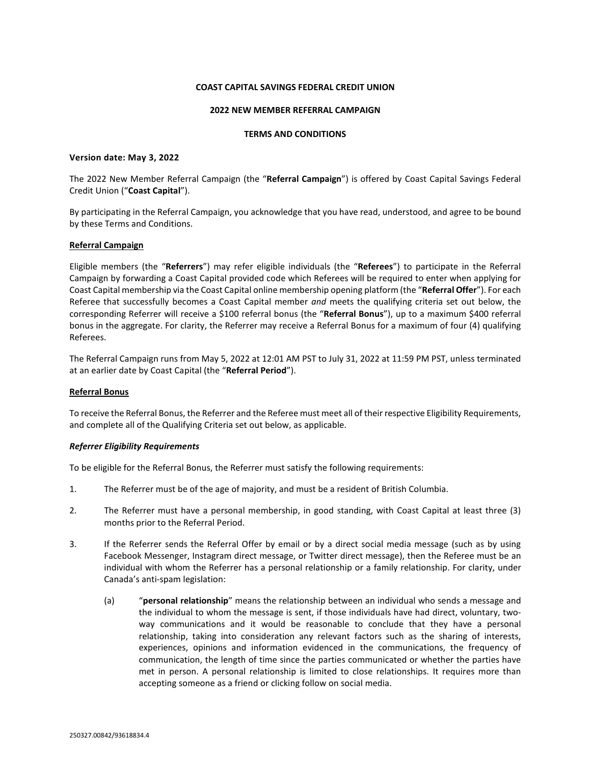**COAST CAPITAL SAVINGS FEDERAL CREDIT UNION**

**2022 NEW MEMBER REFERRAL CAMPAIGN**

**TERMS AND CONDITIONS**

**Version date: May 3, 2022**

The 2022 New Member Referral Campaign (the "**Referral Campaign**") is offered by Coast Capital Savings Federal Credit Union ("**Coast Capital**").

By participating in the Referral Campaign, you acknowledge that you have read, understood, and agree to be bound by these Terms and Conditions.

**Referral Campaign**

Eligible members (the "**Referrers**") may refer eligible individuals (the "**Referees**") to participate in the Referral Campaign by forwarding a Coast Capital provided code which Referees will be required to enter when applying for Coast Capital membership via the Coast Capital online membership opening platform (the "**Referral Offer**"). For each Referee that successfully becomes a Coast Capital member *and* meets the qualifying criteria set out below, the corresponding Referrer will receive a $100 referral bonus (the "**Referral Bonus**"), up to a maximum $400 referral bonus in the aggregate. For clarity, the Referrer may receive a Referral Bonus for a maximum of four (4) qualifying Referees.

The Referral Campaign runs from May 5, 2022 at 12:01 AM PST to July 31, 2022 at 11:59 PM PST, unless terminated at an earlier date by Coast Capital (the "**Referral Period**").

**Referral Bonus**

To receive the Referral Bonus, the Referrer and the Referee must meet all of their respective Eligibility Requirements, and complete all of the Qualifying Criteria set out below, as applicable.

***Referrer Eligibility Requirements***

To be eligible for the Referral Bonus, the Referrer must satisfy the following requirements:

1. The Referrer must be of the age of majority, and must be a resident of British Columbia.

2. The Referrer must have a personal membership, in good standing, with Coast Capital at least three (3) months prior to the Referral Period.

3. If the Referrer sends the Referral Offer by email or by a direct social media message (such as by using Facebook Messenger, Instagram direct message, or Twitter direct message), then the Referee must be an individual with whom the Referrer has a personal relationship or a family relationship. For clarity, under Canada's anti-spam legislation:

   (a) "**personal relationship**" means the relationship between an individual who sends a message and the individual to whom the message is sent, if those individuals have had direct, voluntary, two-way communications and it would be reasonable to conclude that they have a personal relationship, taking into consideration any relevant factors such as the sharing of interests, experiences, opinions and information evidenced in the communications, the frequency of communication, the length of time since the parties communicated or whether the parties have met in person. A personal relationship is limited to close relationships. It requires more than accepting someone as a friend or clicking follow on social media.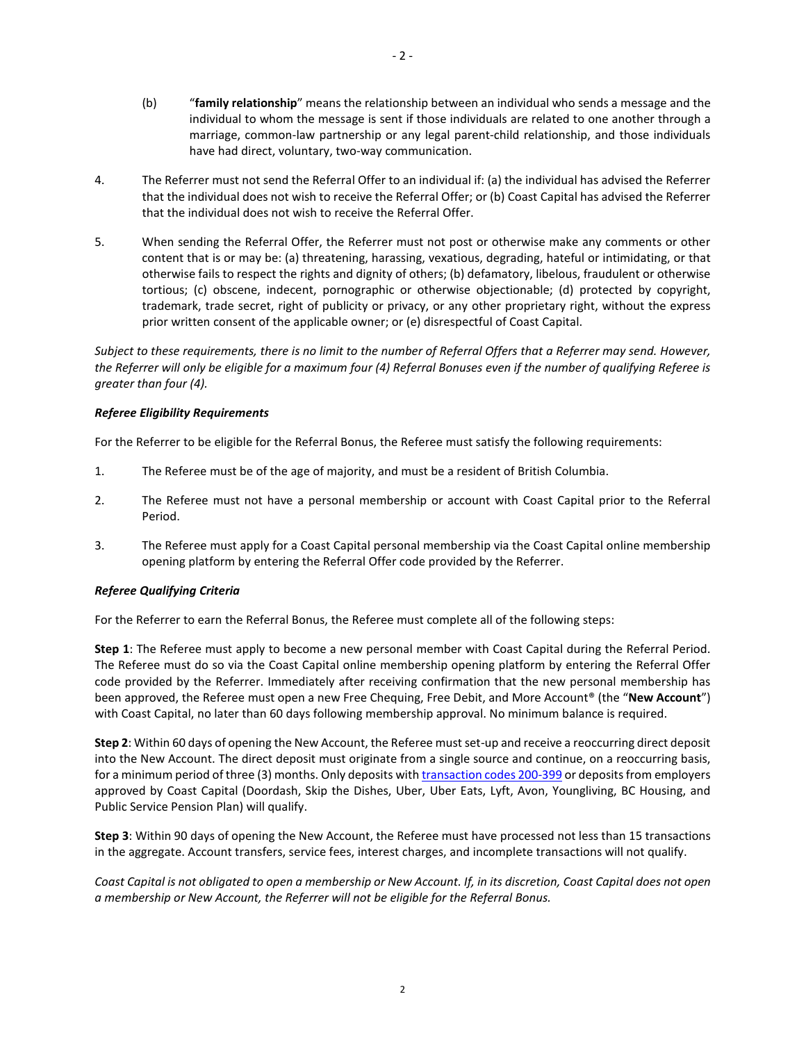(b) "**family relationship**" means the relationship between an individual who sends a message and the individual to whom the message is sent if those individuals are related to one another through a marriage, common-law partnership or any legal parent-child relationship, and those individuals have had direct, voluntary, two-way communication.

4. The Referrer must not send the Referral Offer to an individual if: (a) the individual has advised the Referrer that the individual does not wish to receive the Referral Offer; or (b) Coast Capital has advised the Referrer that the individual does not wish to receive the Referral Offer.

5. When sending the Referral Offer, the Referrer must not post or otherwise make any comments or other content that is or may be: (a) threatening, harassing, vexatious, degrading, hateful or intimidating, or that otherwise fails to respect the rights and dignity of others; (b) defamatory, libelous, fraudulent or otherwise tortious; (c) obscene, indecent, pornographic or otherwise objectionable; (d) protected by copyright, trademark, trade secret, right of publicity or privacy, or any other proprietary right, without the express prior written consent of the applicable owner; or (e) disrespectful of Coast Capital.

*Subject to these requirements, there is no limit to the number of Referral Offers that a Referrer may send. However, the Referrer will only be eligible for a maximum four (4) Referral Bonuses even if the number of qualifying Referee is greater than four (4).*

***Referee Eligibility Requirements***

For the Referrer to be eligible for the Referral Bonus, the Referee must satisfy the following requirements:

1. The Referee must be of the age of majority, and must be a resident of British Columbia.

2. The Referee must not have a personal membership or account with Coast Capital prior to the Referral Period.

3. The Referee must apply for a Coast Capital personal membership via the Coast Capital online membership opening platform by entering the Referral Offer code provided by the Referrer.

***Referee Qualifying Criteria***

For the Referrer to earn the Referral Bonus, the Referee must complete all of the following steps:

**Step 1**: The Referee must apply to become a new personal member with Coast Capital during the Referral Period. The Referee must do so via the Coast Capital online membership opening platform by entering the Referral Offer code provided by the Referrer. Immediately after receiving confirmation that the new personal membership has been approved, the Referee must open a new Free Chequing, Free Debit, and More Account® (the "**New Account**") with Coast Capital, no later than 60 days following membership approval. No minimum balance is required.

**Step 2**: Within 60 days of opening the New Account, the Referee must set-up and receive a reoccurring direct deposit into the New Account. The direct deposit must originate from a single source and continue, on a reoccurring basis, for a minimum period of three (3) months. Only deposits with transaction codes 200-399 or deposits from employers approved by Coast Capital (Doordash, Skip the Dishes, Uber, Uber Eats, Lyft, Avon, Youngliving, BC Housing, and Public Service Pension Plan) will qualify.

**Step 3**: Within 90 days of opening the New Account, the Referee must have processed not less than 15 transactions in the aggregate. Account transfers, service fees, interest charges, and incomplete transactions will not qualify.

*Coast Capital is not obligated to open a membership or New Account. If, in its discretion, Coast Capital does not open a membership or New Account, the Referrer will not be eligible for the Referral Bonus.*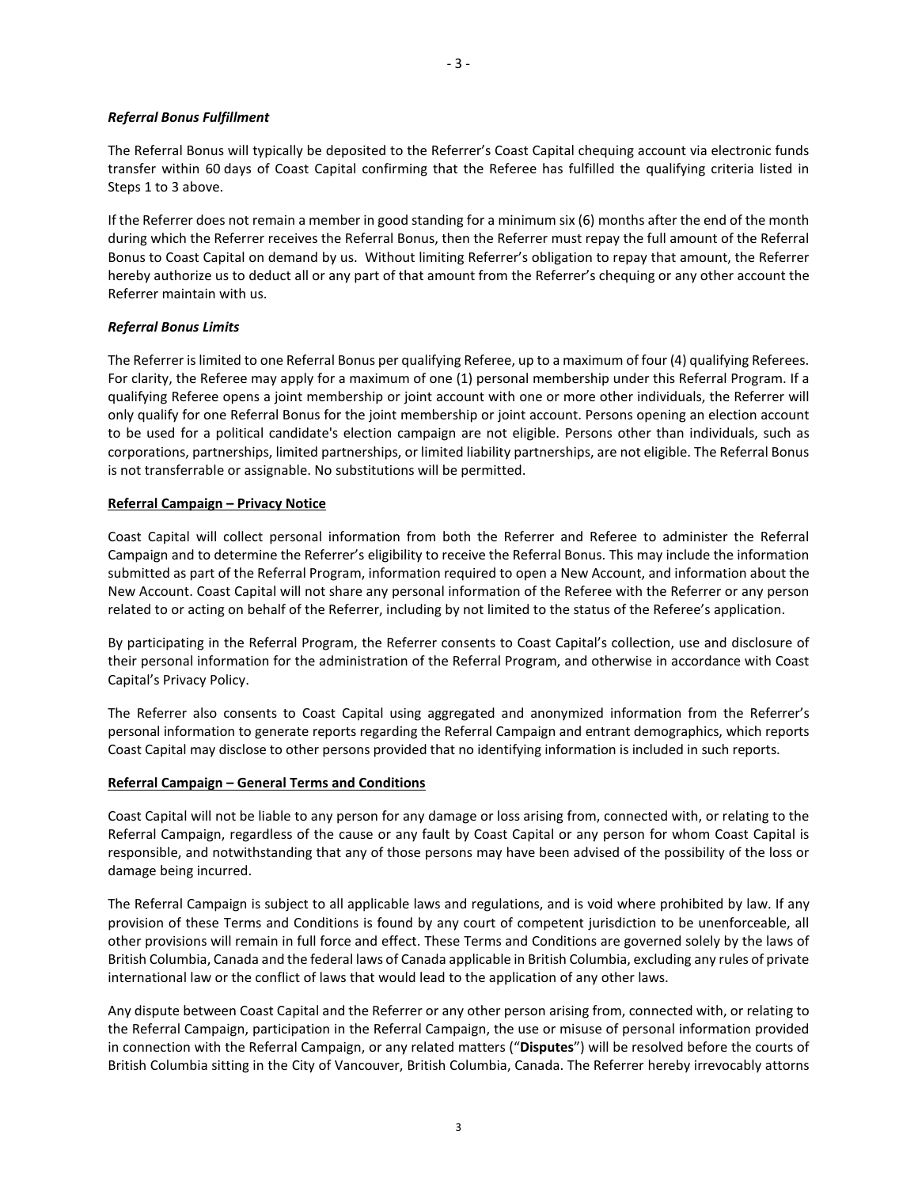***Referral Bonus Fulfillment***

The Referral Bonus will typically be deposited to the Referrer's Coast Capital chequing account via electronic funds transfer within 60 days of Coast Capital confirming that the Referee has fulfilled the qualifying criteria listed in Steps 1 to 3 above.

If the Referrer does not remain a member in good standing for a minimum six (6) months after the end of the month during which the Referrer receives the Referral Bonus, then the Referrer must repay the full amount of the Referral Bonus to Coast Capital on demand by us. Without limiting Referrer's obligation to repay that amount, the Referrer hereby authorize us to deduct all or any part of that amount from the Referrer's chequing or any other account the Referrer maintain with us.

***Referral Bonus Limits***

The Referrer is limited to one Referral Bonus per qualifying Referee, up to a maximum of four (4) qualifying Referees. For clarity, the Referee may apply for a maximum of one (1) personal membership under this Referral Program. If a qualifying Referee opens a joint membership or joint account with one or more other individuals, the Referrer will only qualify for one Referral Bonus for the joint membership or joint account. Persons opening an election account to be used for a political candidate's election campaign are not eligible. Persons other than individuals, such as corporations, partnerships, limited partnerships, or limited liability partnerships, are not eligible. The Referral Bonus is not transferrable or assignable. No substitutions will be permitted.

**Referral Campaign – Privacy Notice**

Coast Capital will collect personal information from both the Referrer and Referee to administer the Referral Campaign and to determine the Referrer's eligibility to receive the Referral Bonus. This may include the information submitted as part of the Referral Program, information required to open a New Account, and information about the New Account. Coast Capital will not share any personal information of the Referee with the Referrer or any person related to or acting on behalf of the Referrer, including by not limited to the status of the Referee's application.

By participating in the Referral Program, the Referrer consents to Coast Capital's collection, use and disclosure of their personal information for the administration of the Referral Program, and otherwise in accordance with Coast Capital's Privacy Policy.

The Referrer also consents to Coast Capital using aggregated and anonymized information from the Referrer's personal information to generate reports regarding the Referral Campaign and entrant demographics, which reports Coast Capital may disclose to other persons provided that no identifying information is included in such reports.

**Referral Campaign – General Terms and Conditions**

Coast Capital will not be liable to any person for any damage or loss arising from, connected with, or relating to the Referral Campaign, regardless of the cause or any fault by Coast Capital or any person for whom Coast Capital is responsible, and notwithstanding that any of those persons may have been advised of the possibility of the loss or damage being incurred.

The Referral Campaign is subject to all applicable laws and regulations, and is void where prohibited by law. If any provision of these Terms and Conditions is found by any court of competent jurisdiction to be unenforceable, all other provisions will remain in full force and effect. These Terms and Conditions are governed solely by the laws of British Columbia, Canada and the federal laws of Canada applicable in British Columbia, excluding any rules of private international law or the conflict of laws that would lead to the application of any other laws.

Any dispute between Coast Capital and the Referrer or any other person arising from, connected with, or relating to the Referral Campaign, participation in the Referral Campaign, the use or misuse of personal information provided in connection with the Referral Campaign, or any related matters ("**Disputes**") will be resolved before the courts of British Columbia sitting in the City of Vancouver, British Columbia, Canada. The Referrer hereby irrevocably attorns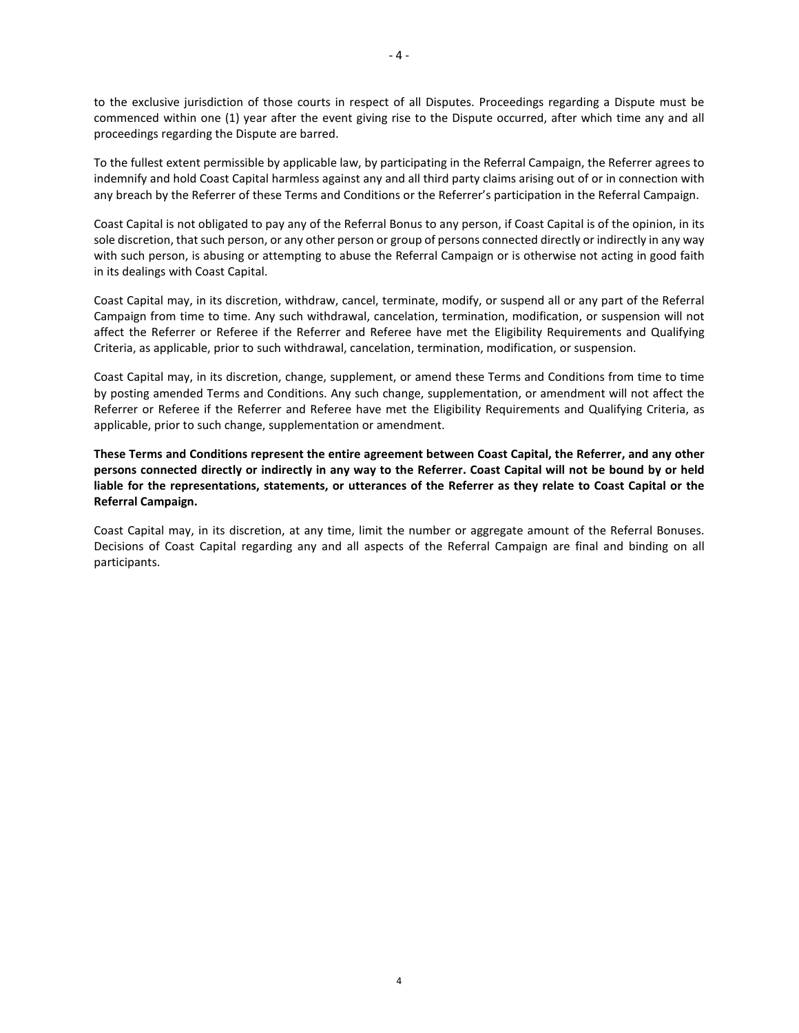to the exclusive jurisdiction of those courts in respect of all Disputes. Proceedings regarding a Dispute must be commenced within one (1) year after the event giving rise to the Dispute occurred, after which time any and all proceedings regarding the Dispute are barred.

To the fullest extent permissible by applicable law, by participating in the Referral Campaign, the Referrer agrees to indemnify and hold Coast Capital harmless against any and all third party claims arising out of or in connection with any breach by the Referrer of these Terms and Conditions or the Referrer's participation in the Referral Campaign.

Coast Capital is not obligated to pay any of the Referral Bonus to any person, if Coast Capital is of the opinion, in its sole discretion, that such person, or any other person or group of persons connected directly or indirectly in any way with such person, is abusing or attempting to abuse the Referral Campaign or is otherwise not acting in good faith in its dealings with Coast Capital.

Coast Capital may, in its discretion, withdraw, cancel, terminate, modify, or suspend all or any part of the Referral Campaign from time to time. Any such withdrawal, cancelation, termination, modification, or suspension will not affect the Referrer or Referee if the Referrer and Referee have met the Eligibility Requirements and Qualifying Criteria, as applicable, prior to such withdrawal, cancelation, termination, modification, or suspension.

Coast Capital may, in its discretion, change, supplement, or amend these Terms and Conditions from time to time by posting amended Terms and Conditions. Any such change, supplementation, or amendment will not affect the Referrer or Referee if the Referrer and Referee have met the Eligibility Requirements and Qualifying Criteria, as applicable, prior to such change, supplementation or amendment.

**These Terms and Conditions represent the entire agreement between Coast Capital, the Referrer, and any other persons connected directly or indirectly in any way to the Referrer. Coast Capital will not be bound by or held liable for the representations, statements, or utterances of the Referrer as they relate to Coast Capital or the Referral Campaign.**

Coast Capital may, in its discretion, at any time, limit the number or aggregate amount of the Referral Bonuses. Decisions of Coast Capital regarding any and all aspects of the Referral Campaign are final and binding on all participants.